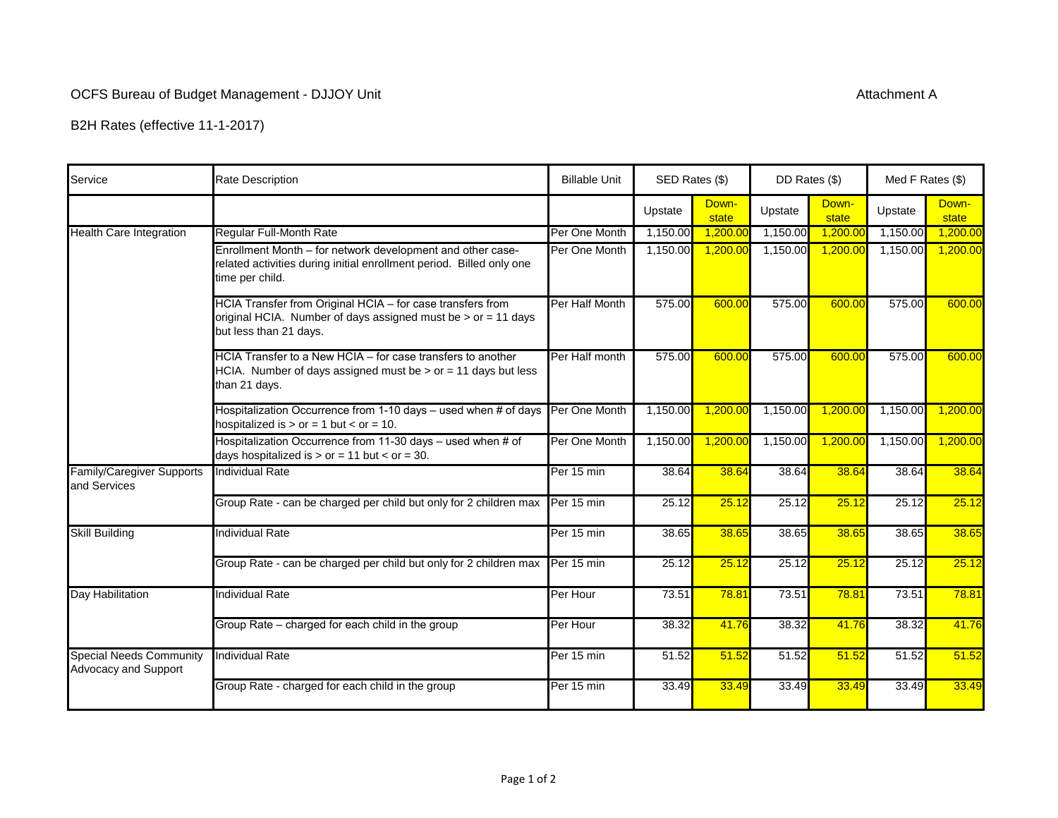OCFS Bureau of Budget Management - DJJOY Unit

Attachment A

B2H Rates (effective 11-1-2017)

| Service | Rate Description | Billable Unit | SED Rates ($) | | DD Rates ($) | | Med F Rates ($) | |
|---|---|---|---|---|---|---|---|---|
| | | | Upstate | Down-state | Upstate | Down-state | Upstate | Down-state |
| Health Care Integration | Regular Full-Month Rate | Per One Month | 1,150.00 | 1,200.00 | 1,150.00 | 1,200.00 | 1,150.00 | 1,200.00 |
| | Enrollment Month – for network development and other case-related activities during initial enrollment period. Billed only one time per child. | Per One Month | 1,150.00 | 1,200.00 | 1,150.00 | 1,200.00 | 1,150.00 | 1,200.00 |
| | HCIA Transfer from Original HCIA – for case transfers from original HCIA. Number of days assigned must be > or = 11 days but less than 21 days. | Per Half Month | 575.00 | 600.00 | 575.00 | 600.00 | 575.00 | 600.00 |
| | HCIA Transfer to a New HCIA – for case transfers to another HCIA. Number of days assigned must be > or = 11 days but less than 21 days. | Per Half month | 575.00 | 600.00 | 575.00 | 600.00 | 575.00 | 600.00 |
| | Hospitalization Occurrence from 1-10 days – used when # of days hospitalized is > or = 1 but < or = 10. | Per One Month | 1,150.00 | 1,200.00 | 1,150.00 | 1,200.00 | 1,150.00 | 1,200.00 |
| | Hospitalization Occurrence from 11-30 days – used when # of days hospitalized is > or = 11 but < or = 30. | Per One Month | 1,150.00 | 1,200.00 | 1,150.00 | 1,200.00 | 1,150.00 | 1,200.00 |
| Family/Caregiver Supports and Services | Individual Rate | Per 15 min | 38.64 | 38.64 | 38.64 | 38.64 | 38.64 | 38.64 |
| | Group Rate - can be charged per child but only for 2 children max | Per 15 min | 25.12 | 25.12 | 25.12 | 25.12 | 25.12 | 25.12 |
| Skill Building | Individual Rate | Per 15 min | 38.65 | 38.65 | 38.65 | 38.65 | 38.65 | 38.65 |
| | Group Rate - can be charged per child but only for 2 children max | Per 15 min | 25.12 | 25.12 | 25.12 | 25.12 | 25.12 | 25.12 |
| Day Habilitation | Individual Rate | Per Hour | 73.51 | 78.81 | 73.51 | 78.81 | 73.51 | 78.81 |
| | Group Rate – charged for each child in the group | Per Hour | 38.32 | 41.76 | 38.32 | 41.76 | 38.32 | 41.76 |
| Special Needs Community Advocacy and Support | Individual Rate | Per 15 min | 51.52 | 51.52 | 51.52 | 51.52 | 51.52 | 51.52 |
| | Group Rate - charged for each child in the group | Per 15 min | 33.49 | 33.49 | 33.49 | 33.49 | 33.49 | 33.49 |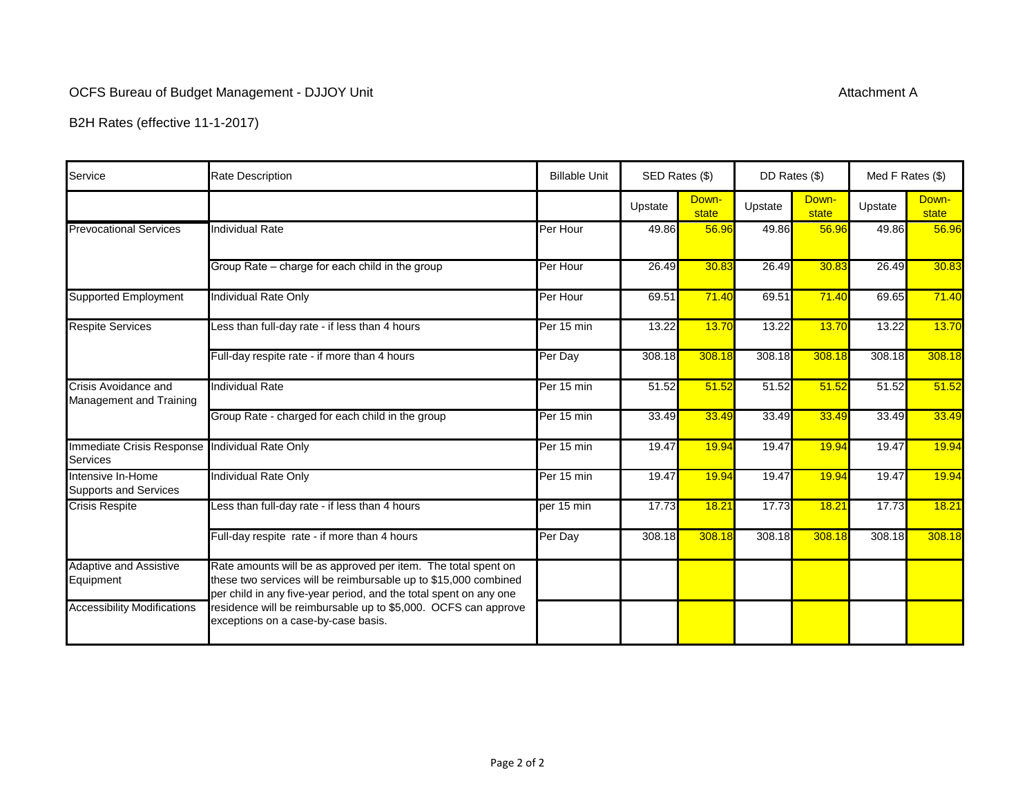OCFS Bureau of Budget Management - DJJOY Unit

Attachment A

B2H Rates (effective 11-1-2017)

| Service | Rate Description | Billable Unit | SED Rates ($) | | DD Rates ($) | | Med F Rates ($) | |
|---|---|---|---|---|---|---|---|---|
| | | | Upstate | Down-state | Upstate | Down-state | Upstate | Down-state |
| Prevocational Services | Individual Rate | Per Hour | 49.86 | 56.96 | 49.86 | 56.96 | 49.86 | 56.96 |
| | Group Rate – charge for each child in the group | Per Hour | 26.49 | 30.83 | 26.49 | 30.83 | 26.49 | 30.83 |
| Supported Employment | Individual Rate Only | Per Hour | 69.51 | 71.40 | 69.51 | 71.40 | 69.65 | 71.40 |
| Respite Services | Less than full-day rate - if less than 4 hours | Per 15 min | 13.22 | 13.70 | 13.22 | 13.70 | 13.22 | 13.70 |
| | Full-day respite rate - if more than 4 hours | Per Day | 308.18 | 308.18 | 308.18 | 308.18 | 308.18 | 308.18 |
| Crisis Avoidance and Management and Training | Individual Rate | Per 15 min | 51.52 | 51.52 | 51.52 | 51.52 | 51.52 | 51.52 |
| | Group Rate - charged for each child in the group | Per 15 min | 33.49 | 33.49 | 33.49 | 33.49 | 33.49 | 33.49 |
| Immediate Crisis Response Services | Individual Rate Only | Per 15 min | 19.47 | 19.94 | 19.47 | 19.94 | 19.47 | 19.94 |
| Intensive In-Home Supports and Services | Individual Rate Only | Per 15 min | 19.47 | 19.94 | 19.47 | 19.94 | 19.47 | 19.94 |
| Crisis Respite | Less than full-day rate - if less than 4 hours | per 15 min | 17.73 | 18.21 | 17.73 | 18.21 | 17.73 | 18.21 |
| | Full-day respite rate - if more than 4 hours | Per Day | 308.18 | 308.18 | 308.18 | 308.18 | 308.18 | 308.18 |
| Adaptive and Assistive Equipment | Rate amounts will be as approved per item. The total spent on these two services will be reimbursable up to $15,000 combined per child in any five-year period, and the total spent on any one residence will be reimbursable up to $5,000. OCFS can approve exceptions on a case-by-case basis. | | | | | | | |
| Accessibility Modifications | | | | | | | | |